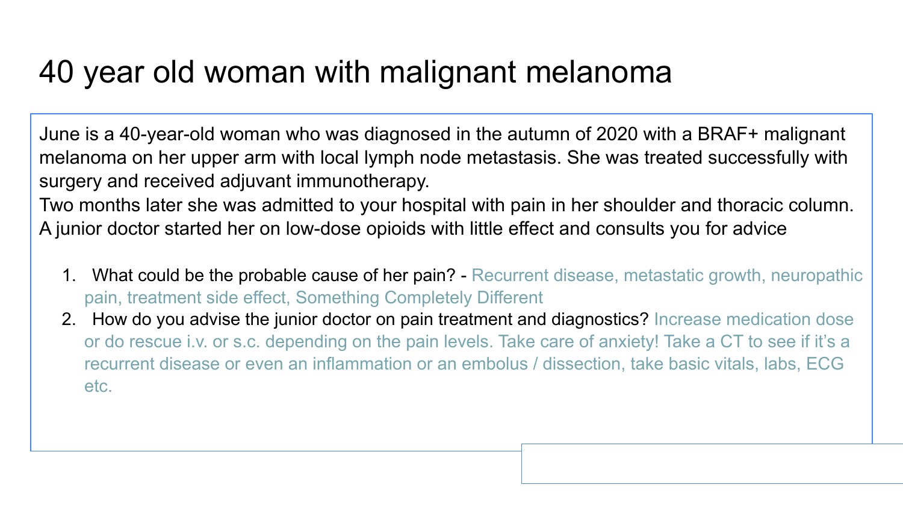# 40 year old woman with malignant melanoma

June is a 40-year-old woman who was diagnosed in the autumn of 2020 with a BRAF+ malignant melanoma on her upper arm with local lymph node metastasis. She was treated successfully with surgery and received adjuvant immunotherapy.
Two months later she was admitted to your hospital with pain in her shoulder and thoracic column. A junior doctor started her on low-dose opioids with little effect and consults you for advice

1. What could be the probable cause of her pain? - Recurrent disease, metastatic growth, neuropathic pain, treatment side effect, Something Completely Different
2. How do you advise the junior doctor on pain treatment and diagnostics? Increase medication dose or do rescue i.v. or s.c. depending on the pain levels. Take care of anxiety! Take a CT to see if it's a recurrent disease or even an inflammation or an embolus / dissection, take basic vitals, labs, ECG etc.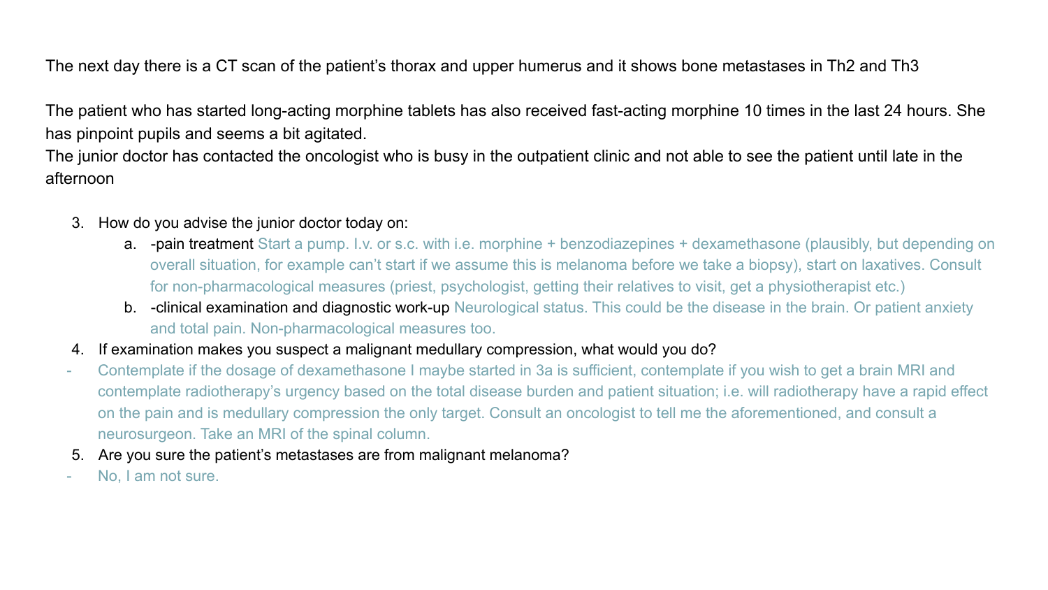The next day there is a CT scan of the patient's thorax and upper humerus and it shows bone metastases in Th2 and Th3

The patient who has started long-acting morphine tablets has also received fast-acting morphine 10 times in the last 24 hours. She has pinpoint pupils and seems a bit agitated.
The junior doctor has contacted the oncologist who is busy in the outpatient clinic and not able to see the patient until late in the afternoon

3. How do you advise the junior doctor today on:
    a. -pain treatment Start a pump. I.v. or s.c. with i.e. morphine + benzodiazepines + dexamethasone (plausibly, but depending on overall situation, for example can't start if we assume this is melanoma before we take a biopsy), start on laxatives. Consult for non-pharmacological measures (priest, psychologist, getting their relatives to visit, get a physiotherapist etc.)
    b. -clinical examination and diagnostic work-up Neurological status. This could be the disease in the brain. Or patient anxiety and total pain. Non-pharmacological measures too.
4. If examination makes you suspect a malignant medullary compression, what would you do?

- Contemplate if the dosage of dexamethasone I maybe started in 3a is sufficient, contemplate if you wish to get a brain MRI and contemplate radiotherapy's urgency based on the total disease burden and patient situation; i.e. will radiotherapy have a rapid effect on the pain and is medullary compression the only target. Consult an oncologist to tell me the aforementioned, and consult a neurosurgeon. Take an MRI of the spinal column.

5. Are you sure the patient's metastases are from malignant melanoma?

- No, I am not sure.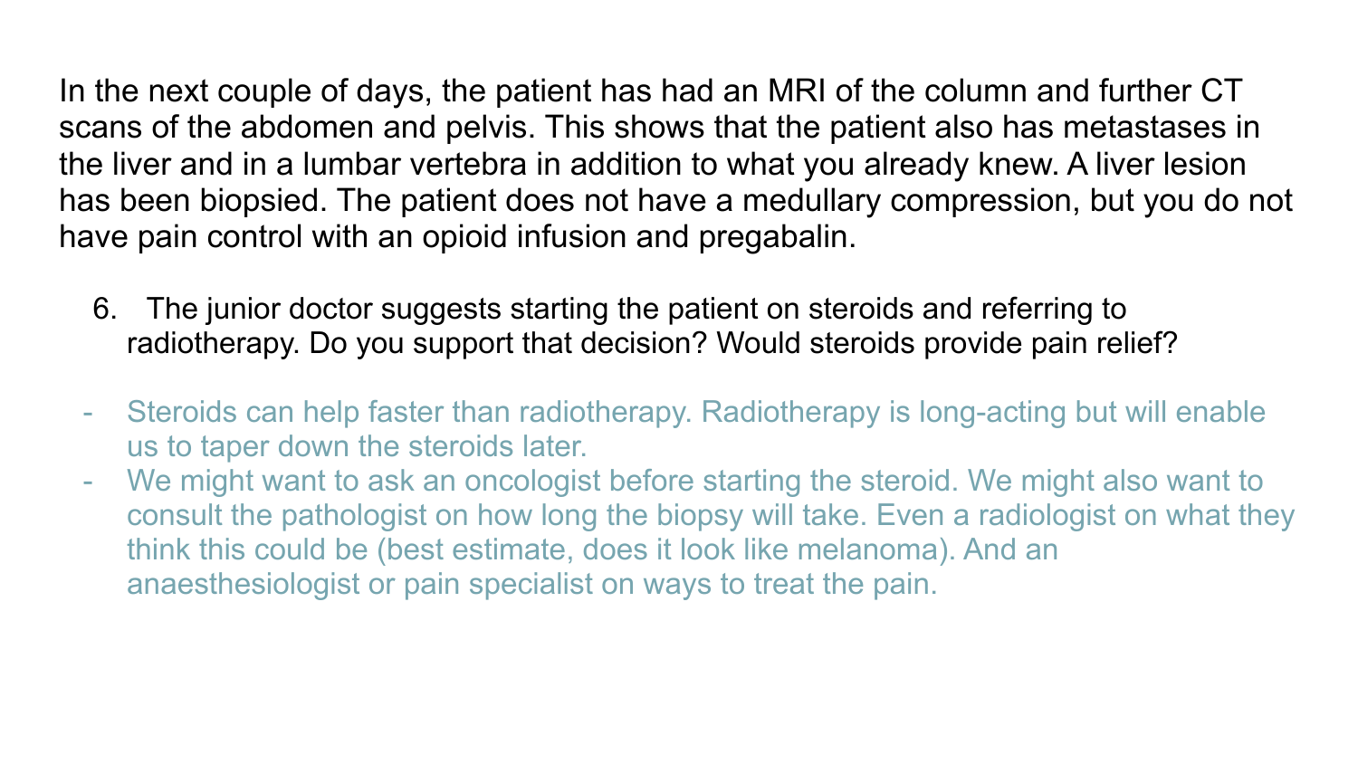In the next couple of days, the patient has had an MRI of the column and further CT scans of the abdomen and pelvis. This shows that the patient also has metastases in the liver and in a lumbar vertebra in addition to what you already knew. A liver lesion has been biopsied. The patient does not have a medullary compression, but you do not have pain control with an opioid infusion and pregabalin.

6. The junior doctor suggests starting the patient on steroids and referring to radiotherapy. Do you support that decision? Would steroids provide pain relief?

- Steroids can help faster than radiotherapy. Radiotherapy is long-acting but will enable us to taper down the steroids later.
- We might want to ask an oncologist before starting the steroid. We might also want to consult the pathologist on how long the biopsy will take. Even a radiologist on what they think this could be (best estimate, does it look like melanoma). And an anaesthesiologist or pain specialist on ways to treat the pain.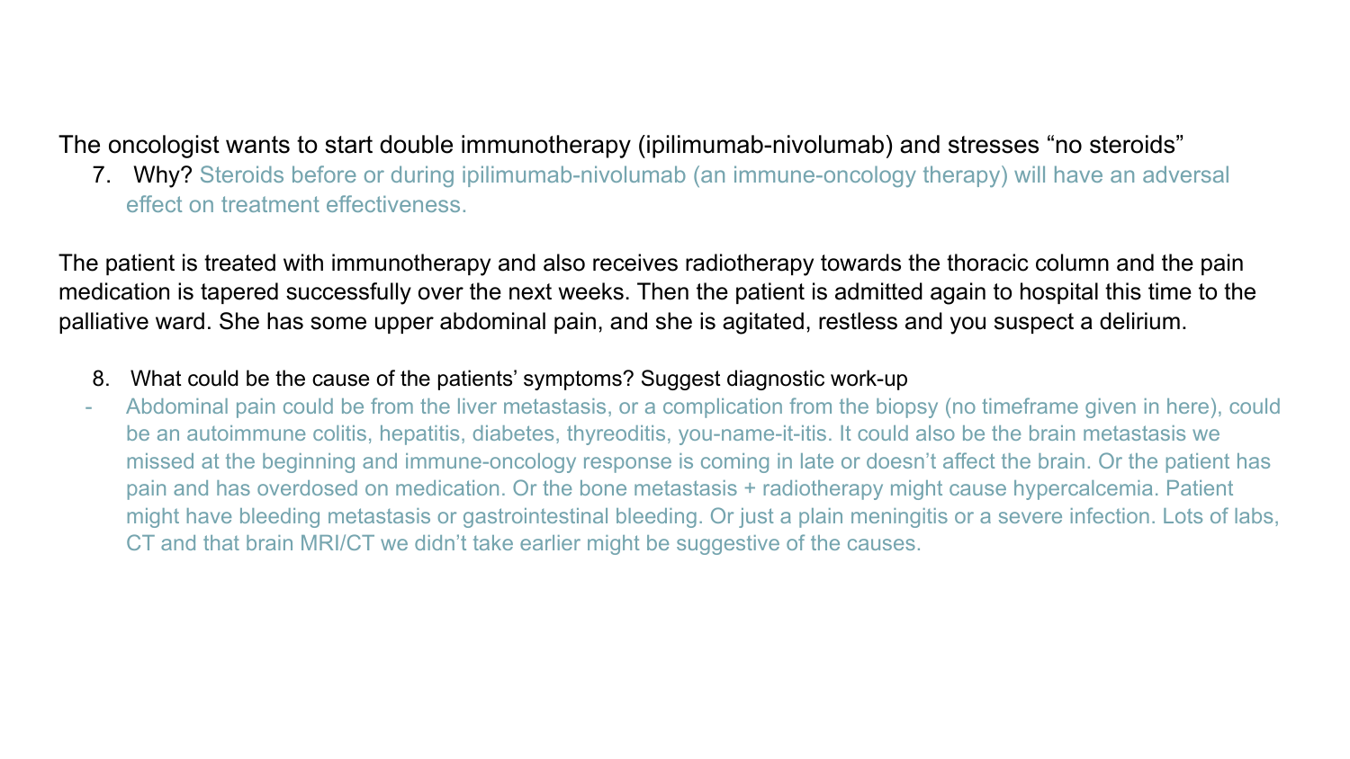The oncologist wants to start double immunotherapy (ipilimumab-nivolumab) and stresses “no steroids”

7. Why? Steroids before or during ipilimumab-nivolumab (an immune-oncology therapy) will have an adversal effect on treatment effectiveness.

The patient is treated with immunotherapy and also receives radiotherapy towards the thoracic column and the pain medication is tapered successfully over the next weeks. Then the patient is admitted again to hospital this time to the palliative ward. She has some upper abdominal pain, and she is agitated, restless and you suspect a delirium.

8. What could be the cause of the patients’ symptoms? Suggest diagnostic work-up

- Abdominal pain could be from the liver metastasis, or a complication from the biopsy (no timeframe given in here), could be an autoimmune colitis, hepatitis, diabetes, thyreoditis, you-name-it-itis. It could also be the brain metastasis we missed at the beginning and immune-oncology response is coming in late or doesn’t affect the brain. Or the patient has pain and has overdosed on medication. Or the bone metastasis + radiotherapy might cause hypercalcemia. Patient might have bleeding metastasis or gastrointestinal bleeding. Or just a plain meningitis or a severe infection. Lots of labs, CT and that brain MRI/CT we didn’t take earlier might be suggestive of the causes.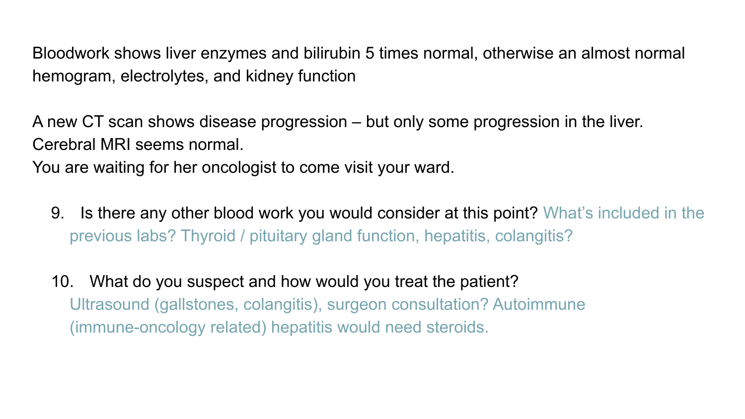Bloodwork shows liver enzymes and bilirubin 5 times normal, otherwise an almost normal hemogram, electrolytes, and kidney function

A new CT scan shows disease progression – but only some progression in the liver.
Cerebral MRI seems normal.
You are waiting for her oncologist to come visit your ward.

9. Is there any other blood work you would consider at this point? What's included in the previous labs? Thyroid / pituitary gland function, hepatitis, colangitis?

10. What do you suspect and how would you treat the patient?
    Ultrasound (gallstones, colangitis), surgeon consultation? Autoimmune (immune-oncology related) hepatitis would need steroids.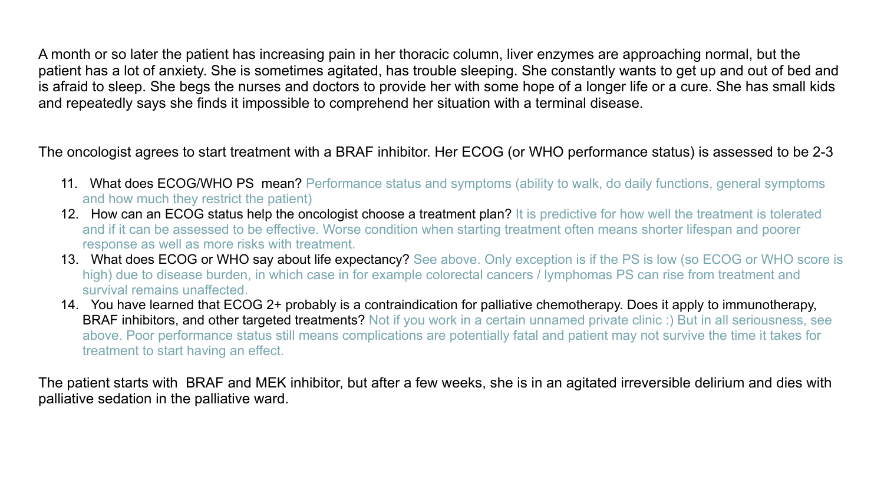A month or so later the patient has increasing pain in her thoracic column, liver enzymes are approaching normal, but the patient has a lot of anxiety. She is sometimes agitated, has trouble sleeping. She constantly wants to get up and out of bed and is afraid to sleep. She begs the nurses and doctors to provide her with some hope of a longer life or a cure. She has small kids and repeatedly says she finds it impossible to comprehend her situation with a terminal disease.

The oncologist agrees to start treatment with a BRAF inhibitor. Her ECOG (or WHO performance status) is assessed to be 2-3

11. What does ECOG/WHO PS mean? Performance status and symptoms (ability to walk, do daily functions, general symptoms and how much they restrict the patient)
12. How can an ECOG status help the oncologist choose a treatment plan? It is predictive for how well the treatment is tolerated and if it can be assessed to be effective. Worse condition when starting treatment often means shorter lifespan and poorer response as well as more risks with treatment.
13. What does ECOG or WHO say about life expectancy? See above. Only exception is if the PS is low (so ECOG or WHO score is high) due to disease burden, in which case in for example colorectal cancers / lymphomas PS can rise from treatment and survival remains unaffected.
14. You have learned that ECOG 2+ probably is a contraindication for palliative chemotherapy. Does it apply to immunotherapy, BRAF inhibitors, and other targeted treatments? Not if you work in a certain unnamed private clinic :) But in all seriousness, see above. Poor performance status still means complications are potentially fatal and patient may not survive the time it takes for treatment to start having an effect.

The patient starts with BRAF and MEK inhibitor, but after a few weeks, she is in an agitated irreversible delirium and dies with palliative sedation in the palliative ward.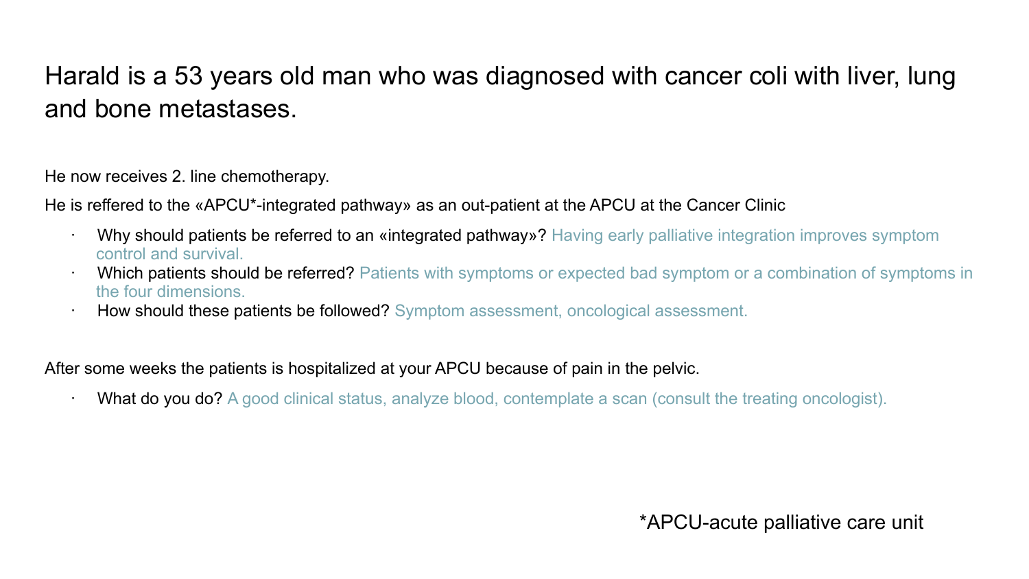# Harald is a 53 years old man who was diagnosed with cancer coli with liver, lung and bone metastases.

He now receives 2. line chemotherapy.

He is reffered to the «APCU*-integrated pathway» as an out-patient at the APCU at the Cancer Clinic

- Why should patients be referred to an «integrated pathway»? Having early palliative integration improves symptom control and survival.
- Which patients should be referred? Patients with symptoms or expected bad symptom or a combination of symptoms in the four dimensions.
- How should these patients be followed? Symptom assessment, oncological assessment.

After some weeks the patients is hospitalized at your APCU because of pain in the pelvic.

- What do you do? A good clinical status, analyze blood, contemplate a scan (consult the treating oncologist).

*APCU-acute palliative care unit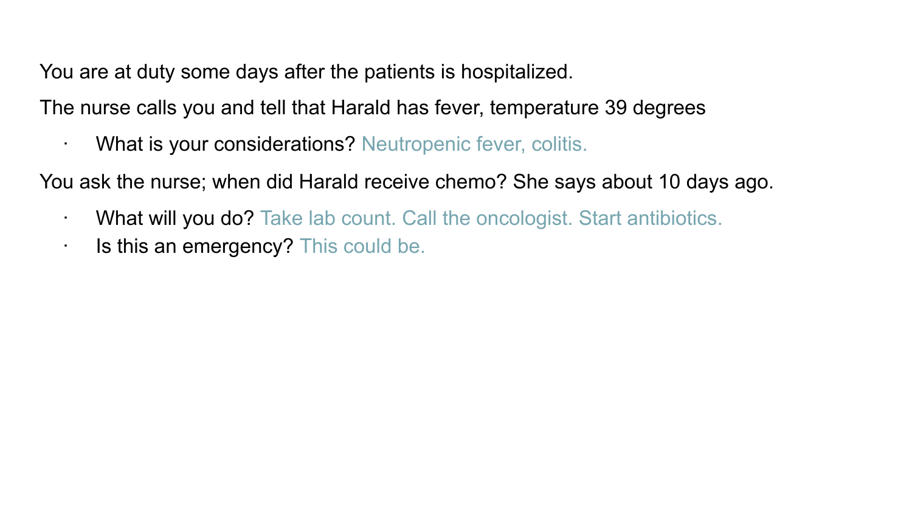You are at duty some days after the patients is hospitalized.

The nurse calls you and tell that Harald has fever, temperature 39 degrees

- What is your considerations? Neutropenic fever, colitis.

You ask the nurse; when did Harald receive chemo? She says about 10 days ago.

- What will you do? Take lab count. Call the oncologist. Start antibiotics.
- Is this an emergency? This could be.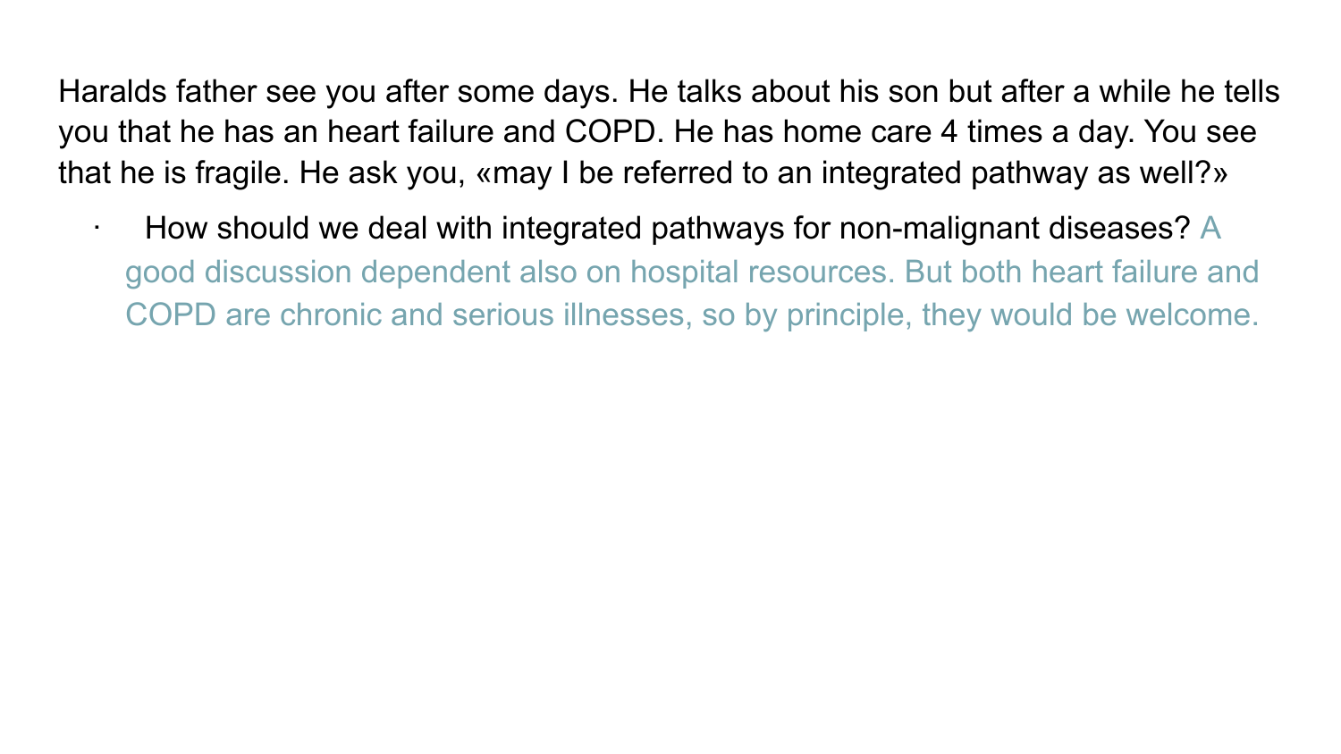Haralds father see you after some days. He talks about his son but after a while he tells you that he has an heart failure and COPD. He has home care 4 times a day. You see that he is fragile. He ask you, «may I be referred to an integrated pathway as well?»

- How should we deal with integrated pathways for non-malignant diseases? A good discussion dependent also on hospital resources. But both heart failure and COPD are chronic and serious illnesses, so by principle, they would be welcome.